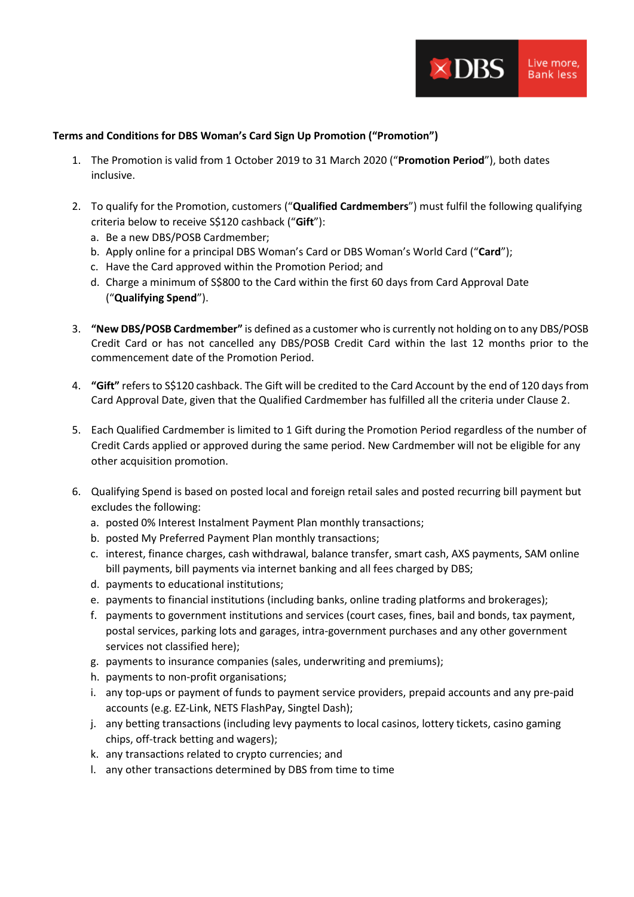**Terms and Conditions for DBS Woman's Card Sign Up Promotion ("Promotion")**

1. The Promotion is valid from 1 October 2019 to 31 March 2020 ("**Promotion Period**"), both dates inclusive.

2. To qualify for the Promotion, customers ("**Qualified Cardmembers**") must fulfil the following qualifying criteria below to receive S$120 cashback ("**Gift**"):
   a. Be a new DBS/POSB Cardmember;
   b. Apply online for a principal DBS Woman's Card or DBS Woman's World Card ("**Card**");
   c. Have the Card approved within the Promotion Period; and
   d. Charge a minimum of S$800 to the Card within the first 60 days from Card Approval Date ("**Qualifying Spend**").

3. **"New DBS/POSB Cardmember"** is defined as a customer who is currently not holding on to any DBS/POSB Credit Card or has not cancelled any DBS/POSB Credit Card within the last 12 months prior to the commencement date of the Promotion Period.

4. **"Gift"** refers to S$120 cashback. The Gift will be credited to the Card Account by the end of 120 days from Card Approval Date, given that the Qualified Cardmember has fulfilled all the criteria under Clause 2.

5. Each Qualified Cardmember is limited to 1 Gift during the Promotion Period regardless of the number of Credit Cards applied or approved during the same period. New Cardmember will not be eligible for any other acquisition promotion.

6. Qualifying Spend is based on posted local and foreign retail sales and posted recurring bill payment but excludes the following:
   a. posted 0% Interest Instalment Payment Plan monthly transactions;
   b. posted My Preferred Payment Plan monthly transactions;
   c. interest, finance charges, cash withdrawal, balance transfer, smart cash, AXS payments, SAM online bill payments, bill payments via internet banking and all fees charged by DBS;
   d. payments to educational institutions;
   e. payments to financial institutions (including banks, online trading platforms and brokerages);
   f. payments to government institutions and services (court cases, fines, bail and bonds, tax payment, postal services, parking lots and garages, intra-government purchases and any other government services not classified here);
   g. payments to insurance companies (sales, underwriting and premiums);
   h. payments to non-profit organisations;
   i. any top-ups or payment of funds to payment service providers, prepaid accounts and any pre-paid accounts (e.g. EZ-Link, NETS FlashPay, Singtel Dash);
   j. any betting transactions (including levy payments to local casinos, lottery tickets, casino gaming chips, off-track betting and wagers);
   k. any transactions related to crypto currencies; and
   l. any other transactions determined by DBS from time to time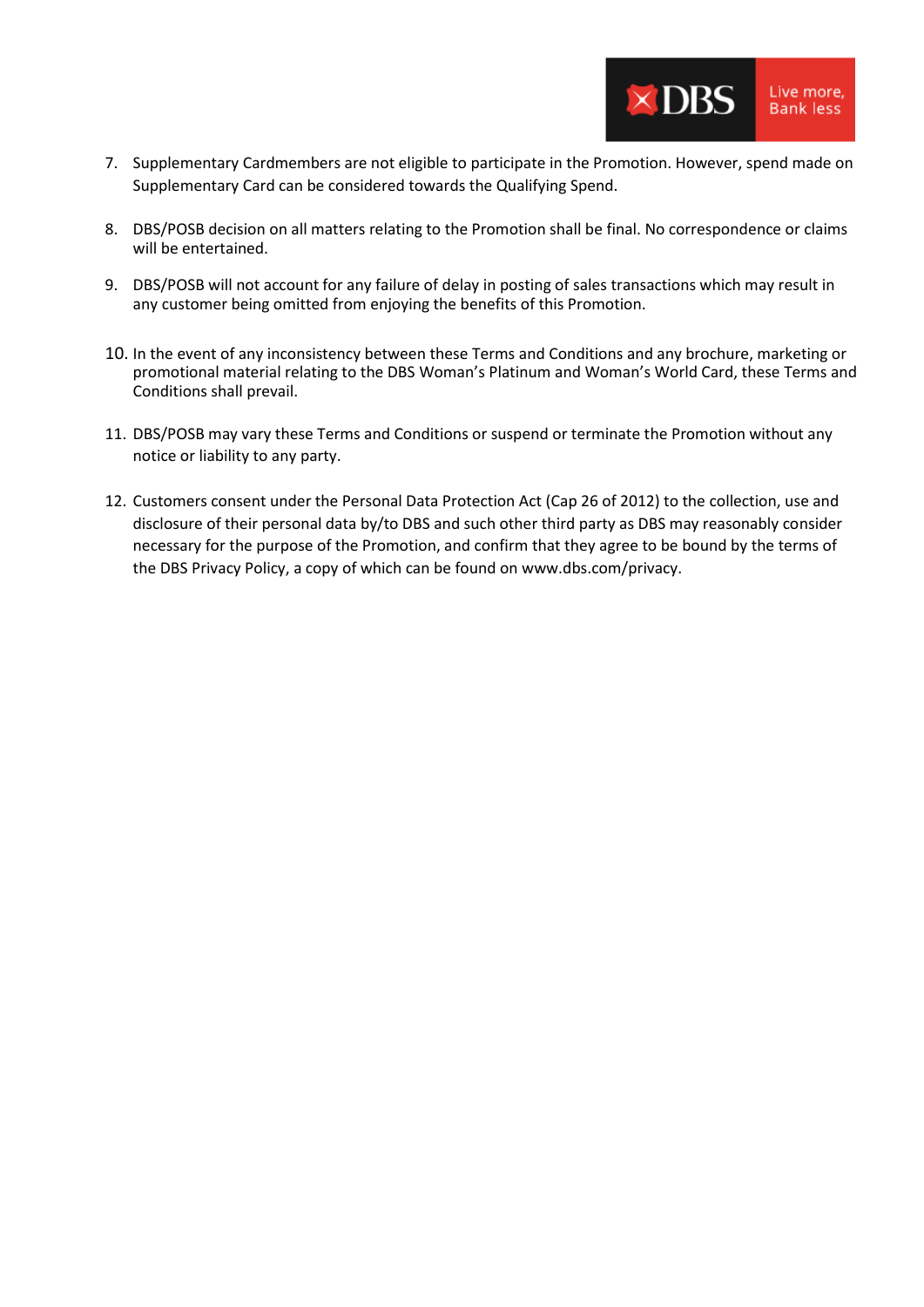7. Supplementary Cardmembers are not eligible to participate in the Promotion. However, spend made on Supplementary Card can be considered towards the Qualifying Spend.

8. DBS/POSB decision on all matters relating to the Promotion shall be final. No correspondence or claims will be entertained.

9. DBS/POSB will not account for any failure of delay in posting of sales transactions which may result in any customer being omitted from enjoying the benefits of this Promotion.

10. In the event of any inconsistency between these Terms and Conditions and any brochure, marketing or promotional material relating to the DBS Woman's Platinum and Woman's World Card, these Terms and Conditions shall prevail.

11. DBS/POSB may vary these Terms and Conditions or suspend or terminate the Promotion without any notice or liability to any party.

12. Customers consent under the Personal Data Protection Act (Cap 26 of 2012) to the collection, use and disclosure of their personal data by/to DBS and such other third party as DBS may reasonably consider necessary for the purpose of the Promotion, and confirm that they agree to be bound by the terms of the DBS Privacy Policy, a copy of which can be found on www.dbs.com/privacy.